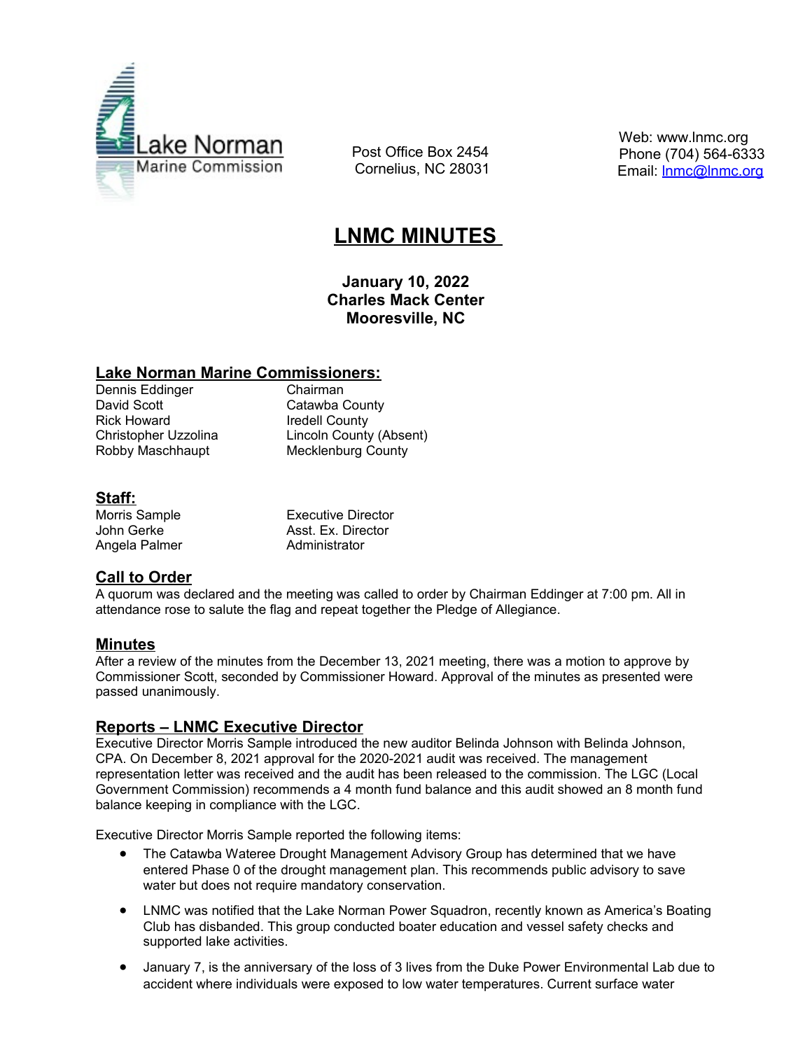Lake Norman Marine Commission

Post Office Box 2454
Cornelius, NC 28031

Web: www.lnmc.org
Phone (704) 564-6333
Email: lnmc@lnmc.org

# LNMC MINUTES

**January 10, 2022**
**Charles Mack Center**
**Mooresville, NC**

## Lake Norman Marine Commissioners:

| | |
|---|---|
| Dennis Eddinger | Chairman |
| David Scott | Catawba County |
| Rick Howard | Iredell County |
| Christopher Uzzolina | Lincoln County (Absent) |
| Robby Maschhaupt | Mecklenburg County |

## Staff:

| | |
|---|---|
| Morris Sample | Executive Director |
| John Gerke | Asst. Ex. Director |
| Angela Palmer | Administrator |

## Call to Order

A quorum was declared and the meeting was called to order by Chairman Eddinger at 7:00 pm. All in attendance rose to salute the flag and repeat together the Pledge of Allegiance.

## Minutes

After a review of the minutes from the December 13, 2021 meeting, there was a motion to approve by Commissioner Scott, seconded by Commissioner Howard. Approval of the minutes as presented were passed unanimously.

## Reports – LNMC Executive Director

Executive Director Morris Sample introduced the new auditor Belinda Johnson with Belinda Johnson, CPA. On December 8, 2021 approval for the 2020-2021 audit was received. The management representation letter was received and the audit has been released to the commission. The LGC (Local Government Commission) recommends a 4 month fund balance and this audit showed an 8 month fund balance keeping in compliance with the LGC.

Executive Director Morris Sample reported the following items:

- The Catawba Wateree Drought Management Advisory Group has determined that we have entered Phase 0 of the drought management plan. This recommends public advisory to save water but does not require mandatory conservation.
- LNMC was notified that the Lake Norman Power Squadron, recently known as America's Boating Club has disbanded. This group conducted boater education and vessel safety checks and supported lake activities.
- January 7, is the anniversary of the loss of 3 lives from the Duke Power Environmental Lab due to accident where individuals were exposed to low water temperatures. Current surface water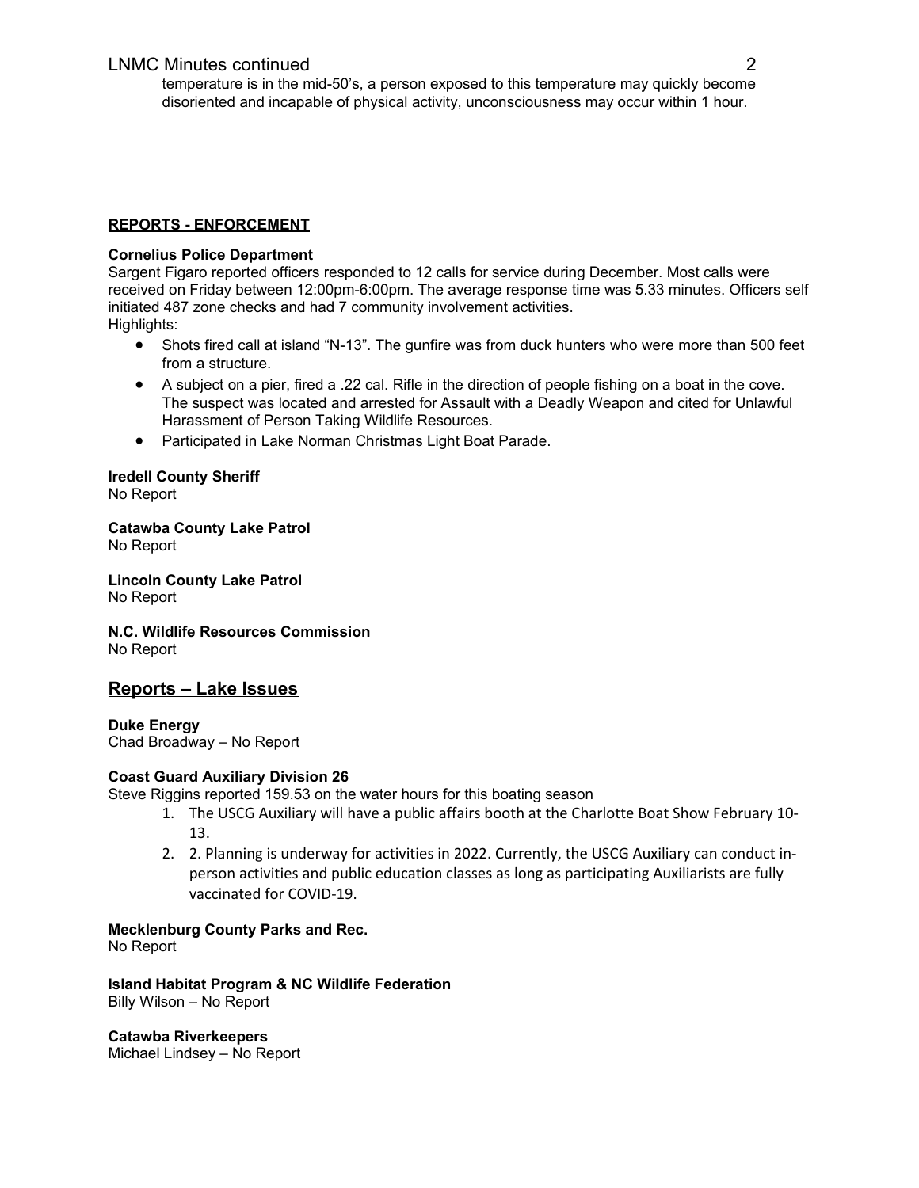temperature is in the mid-50's, a person exposed to this temperature may quickly become disoriented and incapable of physical activity, unconsciousness may occur within 1 hour.

**REPORTS - ENFORCEMENT**

**Cornelius Police Department**

Sargent Figaro reported officers responded to 12 calls for service during December. Most calls were received on Friday between 12:00pm-6:00pm. The average response time was 5.33 minutes. Officers self initiated 487 zone checks and had 7 community involvement activities.
Highlights:

- Shots fired call at island "N-13". The gunfire was from duck hunters who were more than 500 feet from a structure.
- A subject on a pier, fired a .22 cal. Rifle in the direction of people fishing on a boat in the cove. The suspect was located and arrested for Assault with a Deadly Weapon and cited for Unlawful Harassment of Person Taking Wildlife Resources.
- Participated in Lake Norman Christmas Light Boat Parade.

**Iredell County Sheriff**
No Report

**Catawba County Lake Patrol**
No Report

**Lincoln County Lake Patrol**
No Report

**N.C. Wildlife Resources Commission**
No Report

## Reports – Lake Issues

**Duke Energy**
Chad Broadway – No Report

**Coast Guard Auxiliary Division 26**
Steve Riggins reported 159.53 on the water hours for this boating season

1. The USCG Auxiliary will have a public affairs booth at the Charlotte Boat Show February 10-13.
2. 2. Planning is underway for activities in 2022. Currently, the USCG Auxiliary can conduct in-person activities and public education classes as long as participating Auxiliarists are fully vaccinated for COVID-19.

**Mecklenburg County Parks and Rec.**
No Report

**Island Habitat Program & NC Wildlife Federation**
Billy Wilson – No Report

**Catawba Riverkeepers**
Michael Lindsey – No Report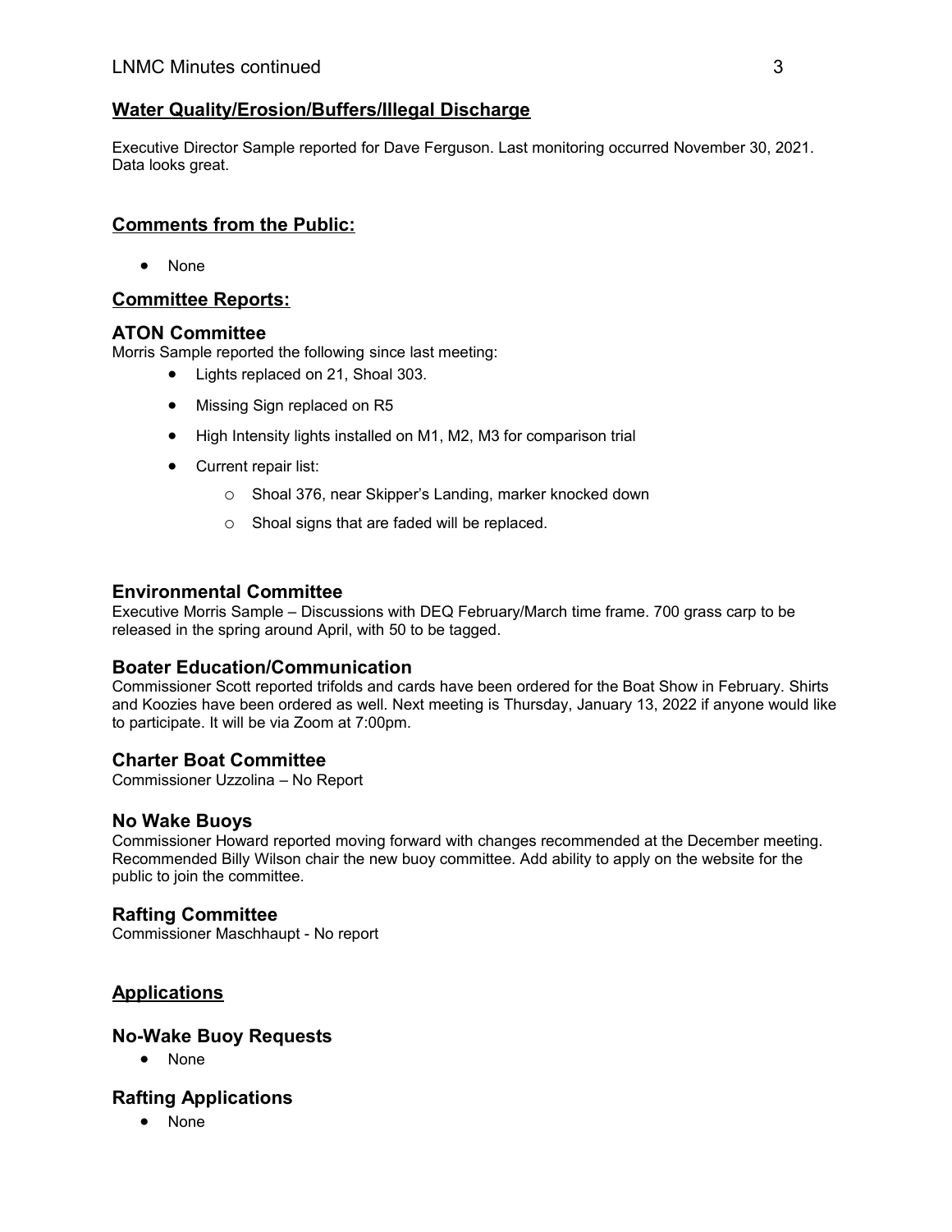## Water Quality/Erosion/Buffers/Illegal Discharge

Executive Director Sample reported for Dave Ferguson. Last monitoring occurred November 30, 2021. Data looks great.

## Comments from the Public:

- None

## Committee Reports:

### ATON Committee

Morris Sample reported the following since last meeting:

- Lights replaced on 21, Shoal 303.
- Missing Sign replaced on R5
- High Intensity lights installed on M1, M2, M3 for comparison trial
- Current repair list:
  - Shoal 376, near Skipper's Landing, marker knocked down
  - Shoal signs that are faded will be replaced.

### Environmental Committee

Executive Morris Sample – Discussions with DEQ February/March time frame. 700 grass carp to be released in the spring around April, with 50 to be tagged.

### Boater Education/Communication

Commissioner Scott reported trifolds and cards have been ordered for the Boat Show in February. Shirts and Koozies have been ordered as well. Next meeting is Thursday, January 13, 2022 if anyone would like to participate. It will be via Zoom at 7:00pm.

### Charter Boat Committee

Commissioner Uzzolina – No Report

### No Wake Buoys

Commissioner Howard reported moving forward with changes recommended at the December meeting. Recommended Billy Wilson chair the new buoy committee. Add ability to apply on the website for the public to join the committee.

### Rafting Committee

Commissioner Maschhaupt - No report

## Applications

### No-Wake Buoy Requests

- None

### Rafting Applications

- None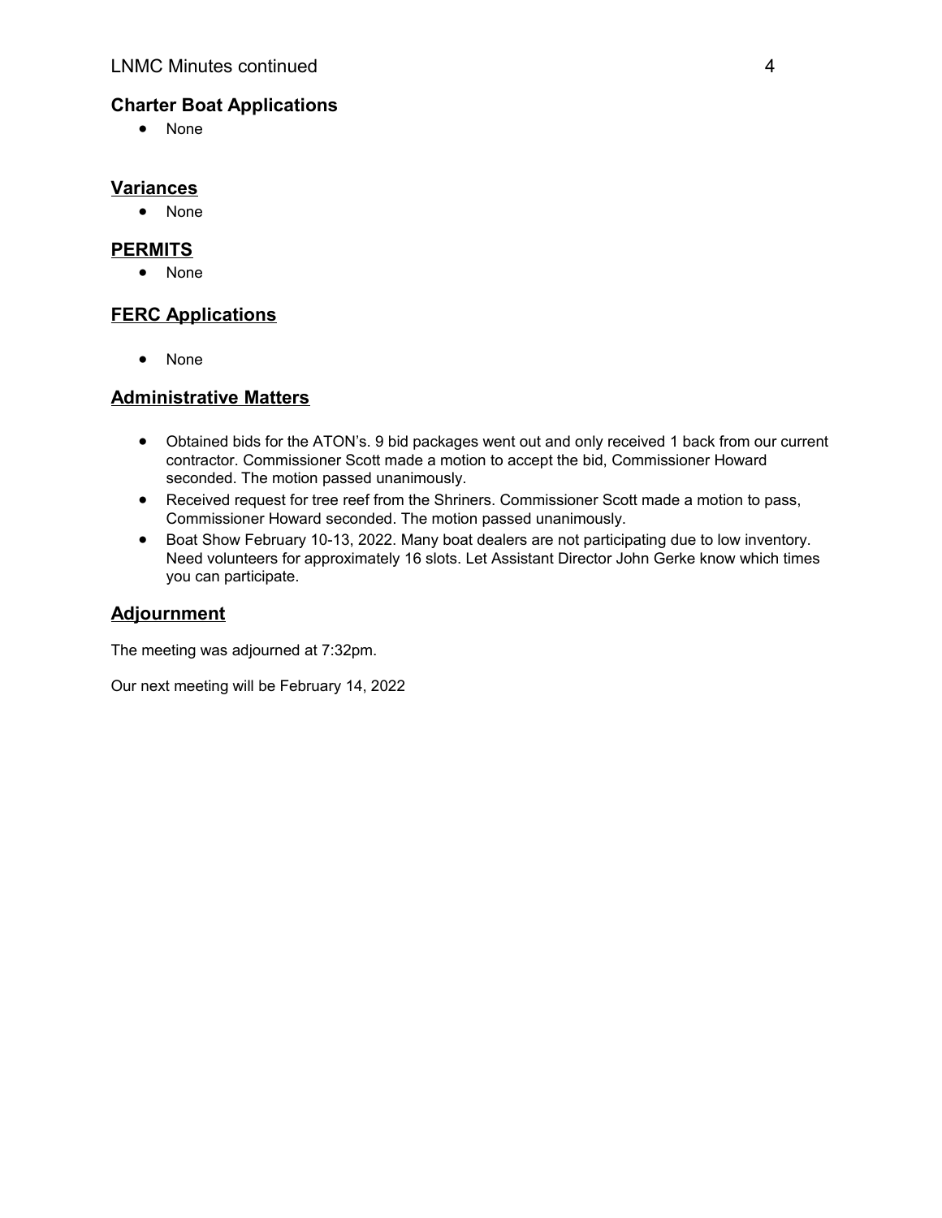## Charter Boat Applications

- None

## Variances

- None

## PERMITS

- None

## FERC Applications

- None

## Administrative Matters

- Obtained bids for the ATON's. 9 bid packages went out and only received 1 back from our current contractor. Commissioner Scott made a motion to accept the bid, Commissioner Howard seconded. The motion passed unanimously.
- Received request for tree reef from the Shriners. Commissioner Scott made a motion to pass, Commissioner Howard seconded. The motion passed unanimously.
- Boat Show February 10-13, 2022. Many boat dealers are not participating due to low inventory. Need volunteers for approximately 16 slots. Let Assistant Director John Gerke know which times you can participate.

## Adjournment

The meeting was adjourned at 7:32pm.

Our next meeting will be February 14, 2022